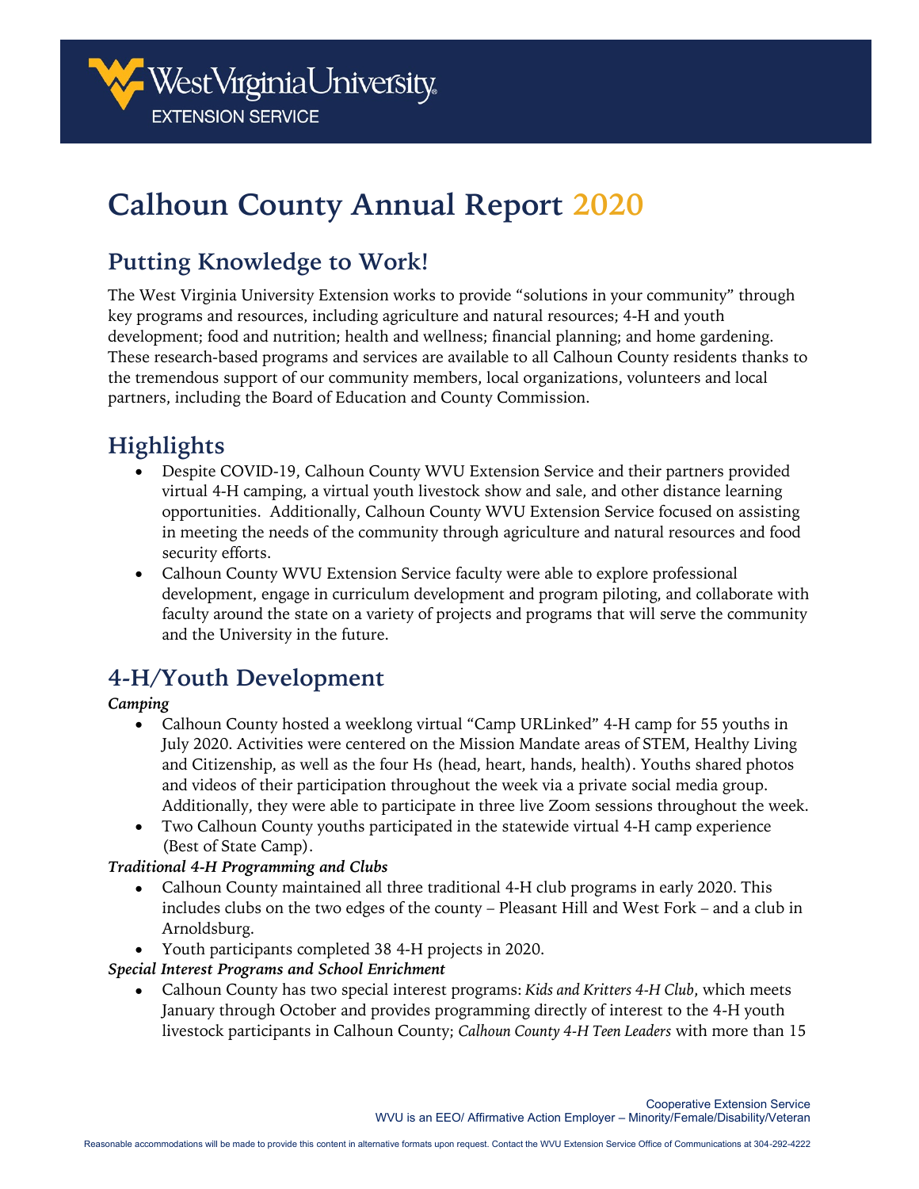West Virginia University
EXTENSION SERVICE

# Calhoun County Annual Report 2020

## Putting Knowledge to Work!

The West Virginia University Extension works to provide "solutions in your community" through key programs and resources, including agriculture and natural resources; 4-H and youth development; food and nutrition; health and wellness; financial planning; and home gardening. These research-based programs and services are available to all Calhoun County residents thanks to the tremendous support of our community members, local organizations, volunteers and local partners, including the Board of Education and County Commission.

## Highlights

- Despite COVID-19, Calhoun County WVU Extension Service and their partners provided virtual 4-H camping, a virtual youth livestock show and sale, and other distance learning opportunities. Additionally, Calhoun County WVU Extension Service focused on assisting in meeting the needs of the community through agriculture and natural resources and food security efforts.
- Calhoun County WVU Extension Service faculty were able to explore professional development, engage in curriculum development and program piloting, and collaborate with faculty around the state on a variety of projects and programs that will serve the community and the University in the future.

## 4-H/Youth Development

***Camping***

- Calhoun County hosted a weeklong virtual "Camp URLinked" 4-H camp for 55 youths in July 2020. Activities were centered on the Mission Mandate areas of STEM, Healthy Living and Citizenship, as well as the four Hs (head, heart, hands, health). Youths shared photos and videos of their participation throughout the week via a private social media group. Additionally, they were able to participate in three live Zoom sessions throughout the week.
- Two Calhoun County youths participated in the statewide virtual 4-H camp experience (Best of State Camp).

***Traditional 4-H Programming and Clubs***

- Calhoun County maintained all three traditional 4-H club programs in early 2020. This includes clubs on the two edges of the county – Pleasant Hill and West Fork – and a club in Arnoldsburg.
- Youth participants completed 38 4-H projects in 2020.

***Special Interest Programs and School Enrichment***

- Calhoun County has two special interest programs: *Kids and Kritters 4-H Club*, which meets January through October and provides programming directly of interest to the 4-H youth livestock participants in Calhoun County; *Calhoun County 4-H Teen Leaders* with more than 15

Cooperative Extension Service
WVU is an EEO/ Affirmative Action Employer – Minority/Female/Disability/Veteran

Reasonable accommodations will be made to provide this content in alternative formats upon request. Contact the WVU Extension Service Office of Communications at 304-292-4222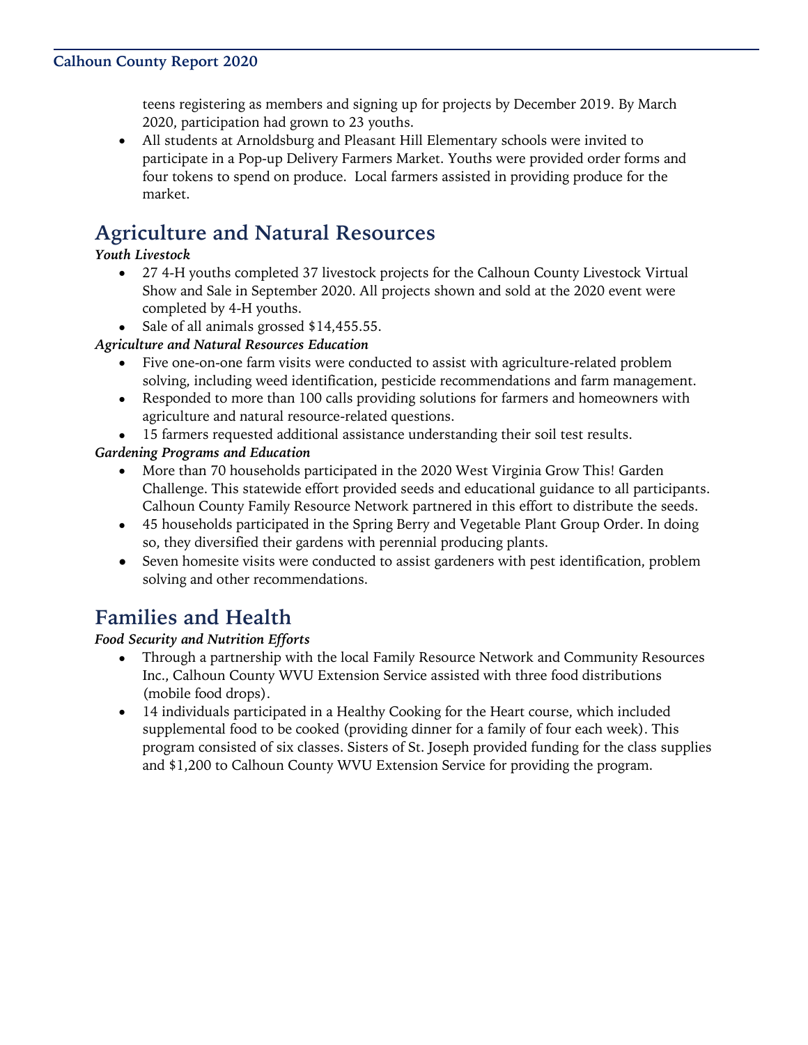teens registering as members and signing up for projects by December 2019. By March 2020, participation had grown to 23 youths.

- All students at Arnoldsburg and Pleasant Hill Elementary schools were invited to participate in a Pop-up Delivery Farmers Market. Youths were provided order forms and four tokens to spend on produce. Local farmers assisted in providing produce for the market.

## Agriculture and Natural Resources

***Youth Livestock***

- 27 4-H youths completed 37 livestock projects for the Calhoun County Livestock Virtual Show and Sale in September 2020. All projects shown and sold at the 2020 event were completed by 4-H youths.
- Sale of all animals grossed $14,455.55.

***Agriculture and Natural Resources Education***

- Five one-on-one farm visits were conducted to assist with agriculture-related problem solving, including weed identification, pesticide recommendations and farm management.
- Responded to more than 100 calls providing solutions for farmers and homeowners with agriculture and natural resource-related questions.
- 15 farmers requested additional assistance understanding their soil test results.

***Gardening Programs and Education***

- More than 70 households participated in the 2020 West Virginia Grow This! Garden Challenge. This statewide effort provided seeds and educational guidance to all participants. Calhoun County Family Resource Network partnered in this effort to distribute the seeds.
- 45 households participated in the Spring Berry and Vegetable Plant Group Order. In doing so, they diversified their gardens with perennial producing plants.
- Seven homesite visits were conducted to assist gardeners with pest identification, problem solving and other recommendations.

## Families and Health

***Food Security and Nutrition Efforts***

- Through a partnership with the local Family Resource Network and Community Resources Inc., Calhoun County WVU Extension Service assisted with three food distributions (mobile food drops).
- 14 individuals participated in a Healthy Cooking for the Heart course, which included supplemental food to be cooked (providing dinner for a family of four each week). This program consisted of six classes. Sisters of St. Joseph provided funding for the class supplies and $1,200 to Calhoun County WVU Extension Service for providing the program.